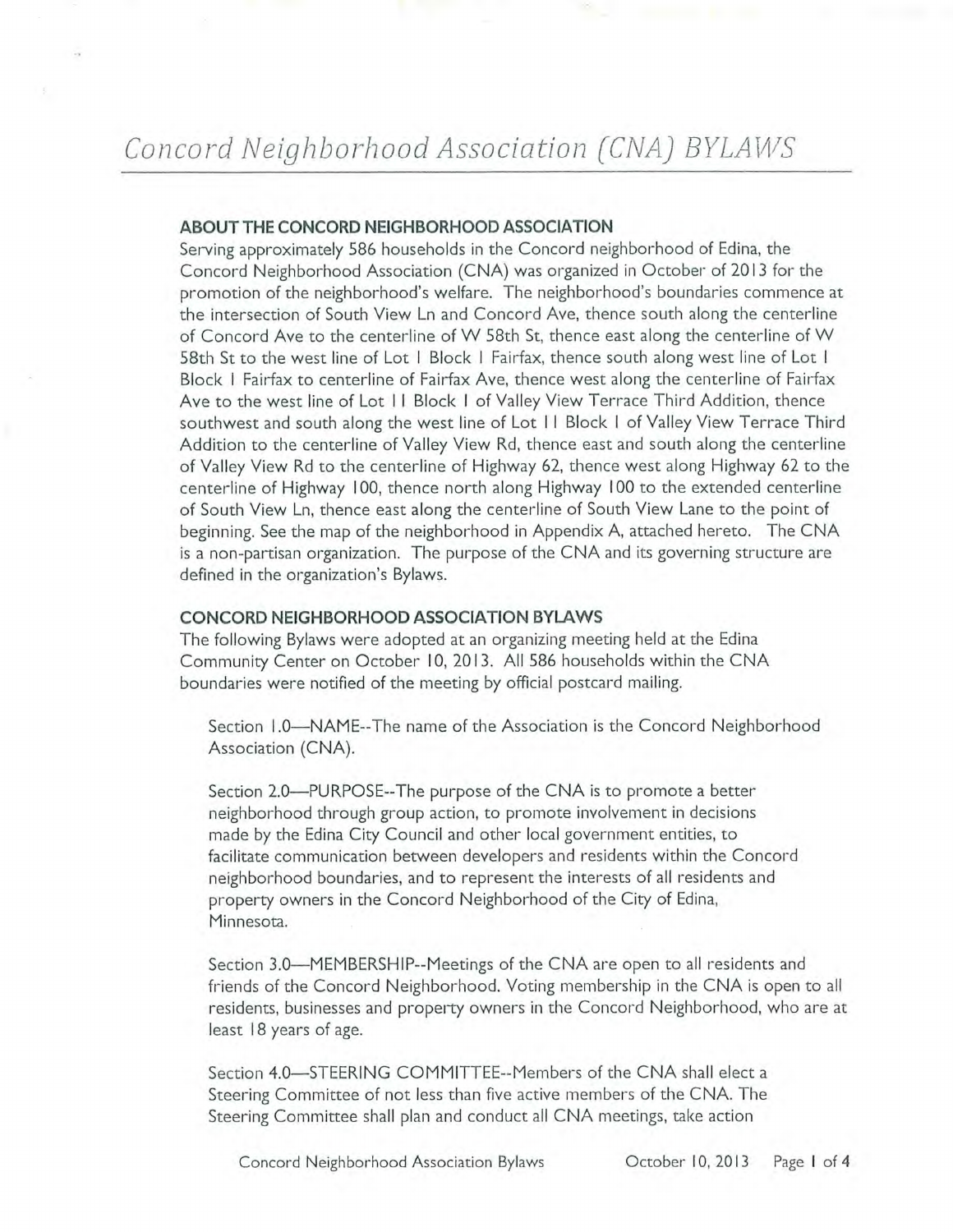# *Concord Neighborhood Association (CNA) BYLAWS*

## ABOUT THE CONCORD NEIGHBORHOOD ASSOCIATION

Serving approximately 586 households in the Concord neighborhood of Edina, the Concord Neighborhood Association (CNA) was organized in October of 2013 for the promotion of the neighborhood's welfare. The neighborhood's boundaries commence at the intersection of South View Ln and Concord Ave, thence south along the centerline of Concord Ave to the centerline of W 58th St, thence east along the centerline of W 58th St to the west line of Lot 1 Block 1 Fairfax, thence south along west line of Lot 1 Block 1 Fairfax to centerline of Fairfax Ave, thence west along the centerline of Fairfax Ave to the west line of Lot 11 Block 1 of Valley View Terrace Third Addition, thence southwest and south along the west line of Lot 11 Block 1 of Valley View Terrace Third Addition to the centerline of Valley View Rd, thence east and south along the centerline of Valley View Rd to the centerline of Highway 62, thence west along Highway 62 to the centerline of Highway 100, thence north along Highway 100 to the extended centerline of South View Ln, thence east along the centerline of South View Lane to the point of beginning. See the map of the neighborhood in Appendix A, attached hereto. The CNA is a non-partisan organization. The purpose of the CNA and its governing structure are defined in the organization's Bylaws.

## CONCORD NEIGHBORHOOD ASSOCIATION BYLAWS

The following Bylaws were adopted at an organizing meeting held at the Edina Community Center on October 10, 2013. All 586 households within the CNA boundaries were notified of the meeting by official postcard mailing.

Section 1.0—NAME--The name of the Association is the Concord Neighborhood Association (CNA).

Section 2.0—PURPOSE--The purpose of the CNA is to promote a better neighborhood through group action, to promote involvement in decisions made by the Edina City Council and other local government entities, to facilitate communication between developers and residents within the Concord neighborhood boundaries, and to represent the interests of all residents and property owners in the Concord Neighborhood of the City of Edina, Minnesota.

Section 3.0—MEMBERSHIP--Meetings of the CNA are open to all residents and friends of the Concord Neighborhood. Voting membership in the CNA is open to all residents, businesses and property owners in the Concord Neighborhood, who are at least 18 years of age.

Section 4.0—STEERING COMMITTEE--Members of the CNA shall elect a Steering Committee of not less than five active members of the CNA. The Steering Committee shall plan and conduct all CNA meetings, take action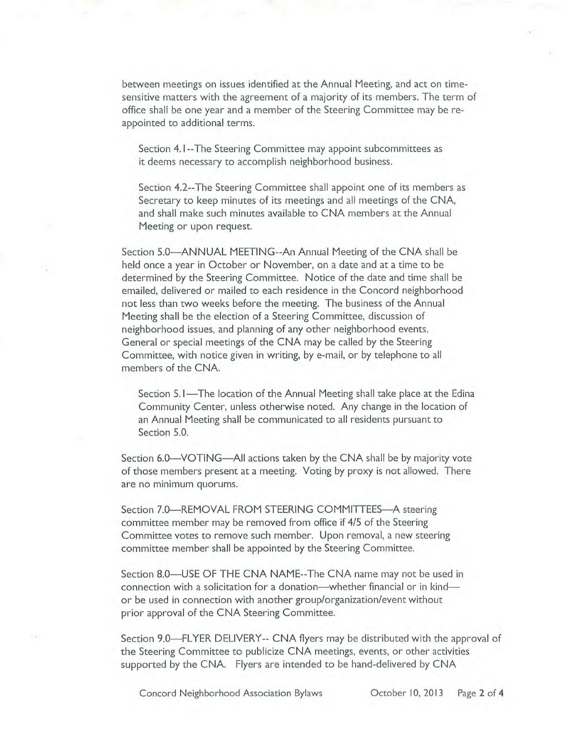between meetings on issues identified at the Annual Meeting, and act on time-sensitive matters with the agreement of a majority of its members. The term of office shall be one year and a member of the Steering Committee may be re-appointed to additional terms.

Section 4.1--The Steering Committee may appoint subcommittees as it deems necessary to accomplish neighborhood business.

Section 4.2--The Steering Committee shall appoint one of its members as Secretary to keep minutes of its meetings and all meetings of the CNA, and shall make such minutes available to CNA members at the Annual Meeting or upon request.

Section 5.0—ANNUAL MEETING--An Annual Meeting of the CNA shall be held once a year in October or November, on a date and at a time to be determined by the Steering Committee. Notice of the date and time shall be emailed, delivered or mailed to each residence in the Concord neighborhood not less than two weeks before the meeting. The business of the Annual Meeting shall be the election of a Steering Committee, discussion of neighborhood issues, and planning of any other neighborhood events. General or special meetings of the CNA may be called by the Steering Committee, with notice given in writing, by e-mail, or by telephone to all members of the CNA.

Section 5.1—The location of the Annual Meeting shall take place at the Edina Community Center, unless otherwise noted. Any change in the location of an Annual Meeting shall be communicated to all residents pursuant to Section 5.0.

Section 6.0—VOTING—All actions taken by the CNA shall be by majority vote of those members present at a meeting. Voting by proxy is not allowed. There are no minimum quorums.

Section 7.0—REMOVAL FROM STEERING COMMITTEES—A steering committee member may be removed from office if 4/5 of the Steering Committee votes to remove such member. Upon removal, a new steering committee member shall be appointed by the Steering Committee.

Section 8.0—USE OF THE CNA NAME--The CNA name may not be used in connection with a solicitation for a donation—whether financial or in kind—or be used in connection with another group/organization/event without prior approval of the CNA Steering Committee.

Section 9.0—FLYER DELIVERY-- CNA flyers may be distributed with the approval of the Steering Committee to publicize CNA meetings, events, or other activities supported by the CNA. Flyers are intended to be hand-delivered by CNA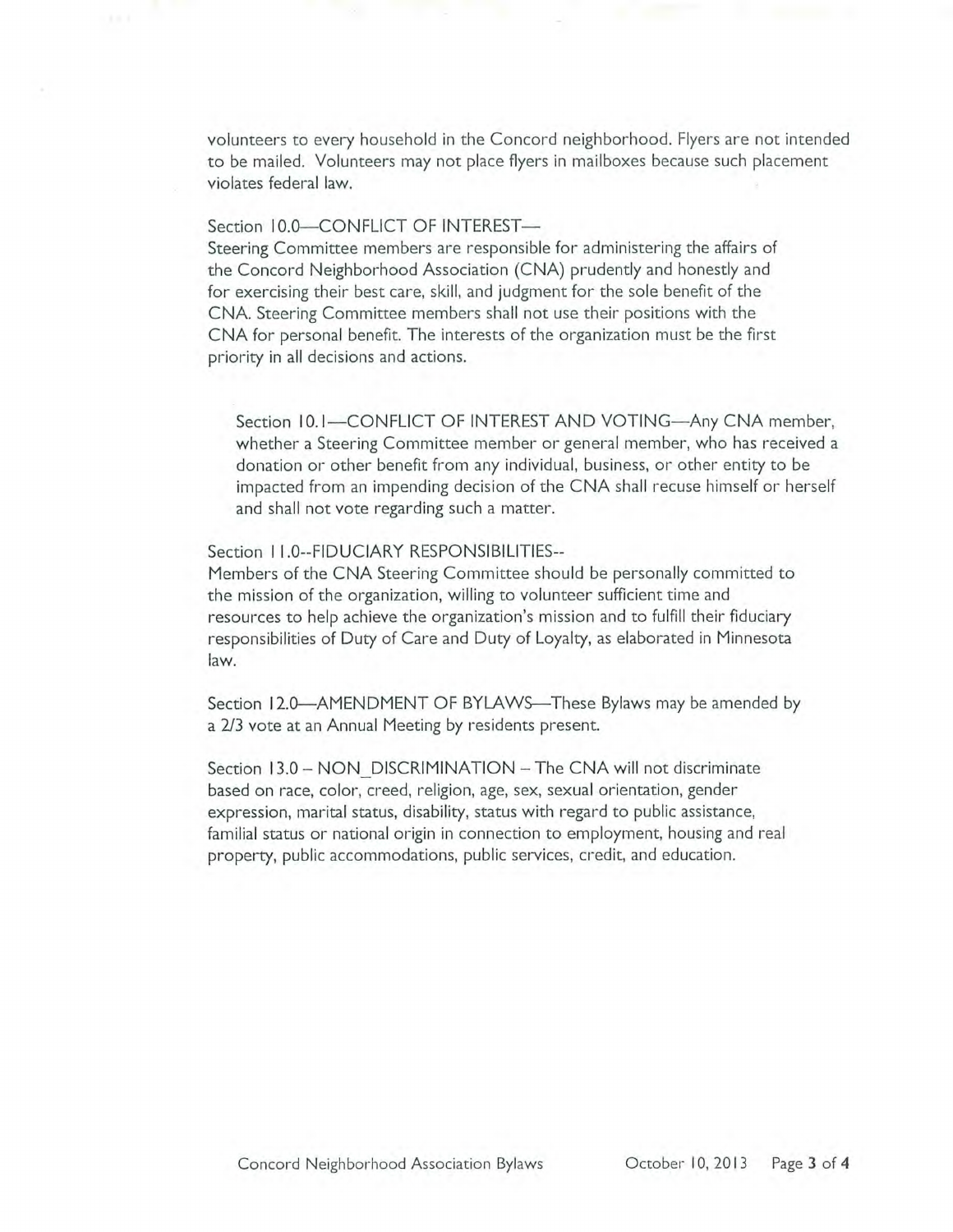volunteers to every household in the Concord neighborhood. Flyers are not intended to be mailed. Volunteers may not place flyers in mailboxes because such placement violates federal law.

Section 10.0—CONFLICT OF INTEREST—
Steering Committee members are responsible for administering the affairs of the Concord Neighborhood Association (CNA) prudently and honestly and for exercising their best care, skill, and judgment for the sole benefit of the CNA. Steering Committee members shall not use their positions with the CNA for personal benefit. The interests of the organization must be the first priority in all decisions and actions.

Section 10.1—CONFLICT OF INTEREST AND VOTING—Any CNA member, whether a Steering Committee member or general member, who has received a donation or other benefit from any individual, business, or other entity to be impacted from an impending decision of the CNA shall recuse himself or herself and shall not vote regarding such a matter.

Section 11.0--FIDUCIARY RESPONSIBILITIES--
Members of the CNA Steering Committee should be personally committed to the mission of the organization, willing to volunteer sufficient time and resources to help achieve the organization's mission and to fulfill their fiduciary responsibilities of Duty of Care and Duty of Loyalty, as elaborated in Minnesota law.

Section 12.0—AMENDMENT OF BYLAWS—These Bylaws may be amended by a 2/3 vote at an Annual Meeting by residents present.

Section 13.0 – NON_DISCRIMINATION – The CNA will not discriminate based on race, color, creed, religion, age, sex, sexual orientation, gender expression, marital status, disability, status with regard to public assistance, familial status or national origin in connection to employment, housing and real property, public accommodations, public services, credit, and education.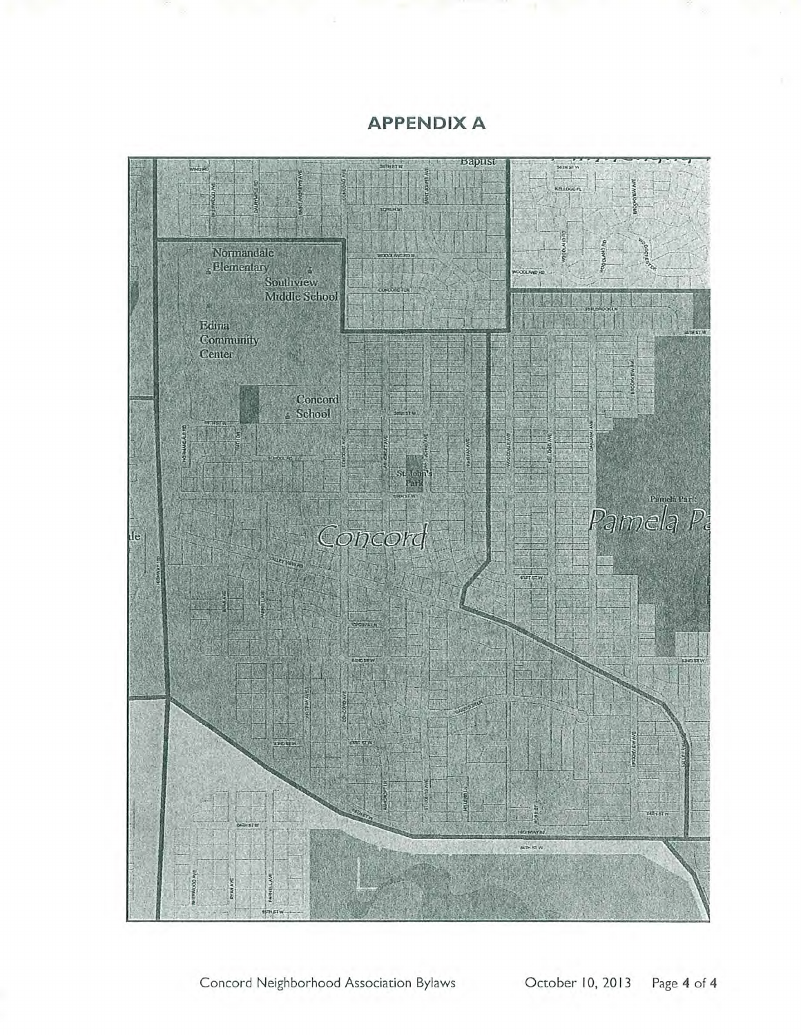# APPENDIX A

Baptist

Normandale Elementary

Southview Middle School

Edina Community Center

Concord School

St. John's Park

Pamela Park

Pamela Pa

Concord

le